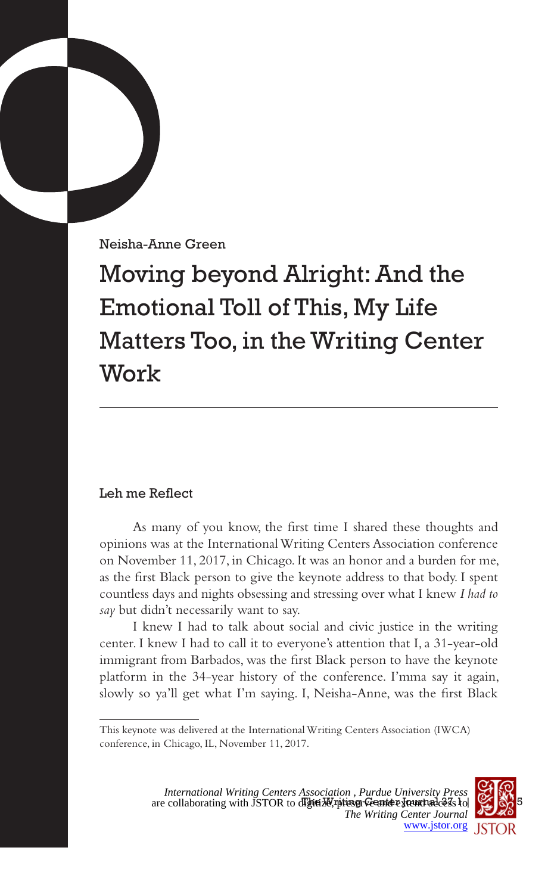Neisha-Anne Green

# Moving beyond Alright: And the Emotional Toll of This, My Life Matters Too, in the Writing Center Work

## Leh me Reflect

As many of you know, the first time I shared these thoughts and opinions was at the International Writing Centers Association conference on November 11, 2017, in Chicago. It was an honor and a burden for me, as the first Black person to give the keynote address to that body. I spent countless days and nights obsessing and stressing over what I knew *I had to say* but didn't necessarily want to say.

I knew I had to talk about social and civic justice in the writing center. I knew I had to call it to everyone's attention that I, a 31-year-old immigrant from Barbados, was the first Black person to have the keynote platform in the 34-year history of the conference. I'mma say it again, slowly so ya'll get what I'm saying. I, Neisha-Anne, was the first Black

This keynote was delivered at the International Writing Centers Association (IWCA) conference, in Chicago, IL, November 11, 2017.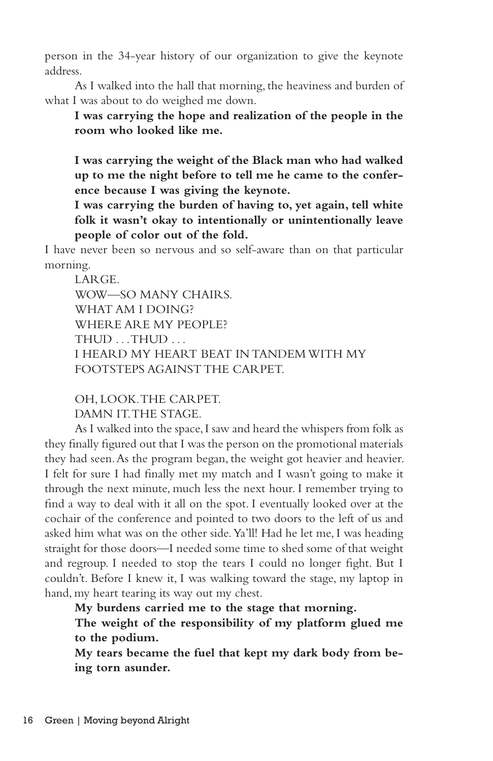person in the 34-year history of our organization to give the keynote address.

As I walked into the hall that morning, the heaviness and burden of what I was about to do weighed me down.

**I was carrying the hope and realization of the people in the room who looked like me.**

**I was carrying the weight of the Black man who had walked up to me the night before to tell me he came to the conference because I was giving the keynote.**

**I was carrying the burden of having to, yet again, tell white folk it wasn't okay to intentionally or unintentionally leave people of color out of the fold.**

I have never been so nervous and so self-aware than on that particular morning.

LARGE.
WOW—SO MANY CHAIRS.
WHAT AM I DOING?
WHERE ARE MY PEOPLE?
THUD . . . THUD . . .
I HEARD MY HEART BEAT IN TANDEM WITH MY FOOTSTEPS AGAINST THE CARPET.

OH, LOOK. THE CARPET.
DAMN IT. THE STAGE.

As I walked into the space, I saw and heard the whispers from folk as they finally figured out that I was the person on the promotional materials they had seen. As the program began, the weight got heavier and heavier. I felt for sure I had finally met my match and I wasn't going to make it through the next minute, much less the next hour. I remember trying to find a way to deal with it all on the spot. I eventually looked over at the cochair of the conference and pointed to two doors to the left of us and asked him what was on the other side. Ya'll! Had he let me, I was heading straight for those doors—I needed some time to shed some of that weight and regroup. I needed to stop the tears I could no longer fight. But I couldn't. Before I knew it, I was walking toward the stage, my laptop in hand, my heart tearing its way out my chest.

**My burdens carried me to the stage that morning.**

**The weight of the responsibility of my platform glued me to the podium.**

**My tears became the fuel that kept my dark body from being torn asunder.**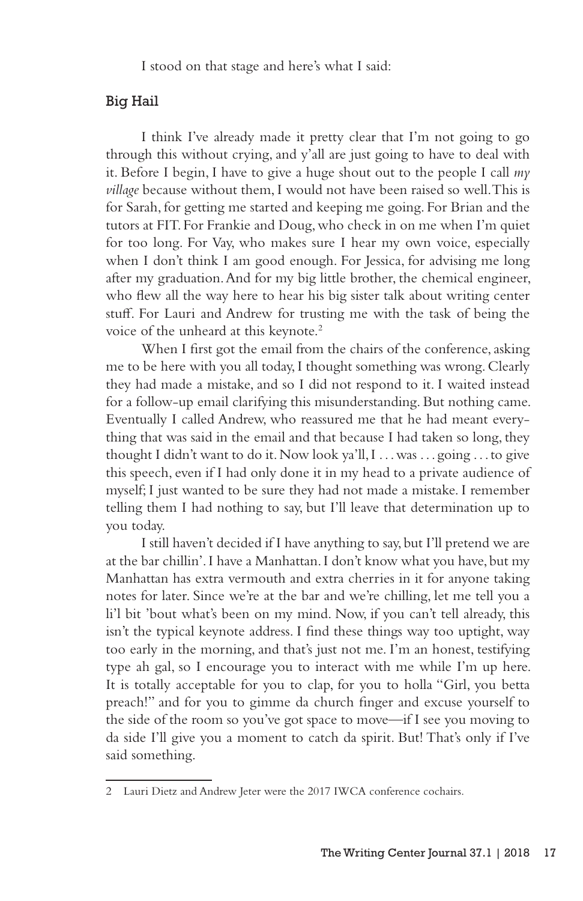I stood on that stage and here's what I said:

## Big Hail

I think I've already made it pretty clear that I'm not going to go through this without crying, and y'all are just going to have to deal with it. Before I begin, I have to give a huge shout out to the people I call *my village* because without them, I would not have been raised so well. This is for Sarah, for getting me started and keeping me going. For Brian and the tutors at FIT. For Frankie and Doug, who check in on me when I'm quiet for too long. For Vay, who makes sure I hear my own voice, especially when I don't think I am good enough. For Jessica, for advising me long after my graduation. And for my big little brother, the chemical engineer, who flew all the way here to hear his big sister talk about writing center stuff. For Lauri and Andrew for trusting me with the task of being the voice of the unheard at this keynote.[2]

When I first got the email from the chairs of the conference, asking me to be here with you all today, I thought something was wrong. Clearly they had made a mistake, and so I did not respond to it. I waited instead for a follow-up email clarifying this misunderstanding. But nothing came. Eventually I called Andrew, who reassured me that he had meant everything that was said in the email and that because I had taken so long, they thought I didn't want to do it. Now look ya'll, I . . . was . . . going . . . to give this speech, even if I had only done it in my head to a private audience of myself; I just wanted to be sure they had not made a mistake. I remember telling them I had nothing to say, but I'll leave that determination up to you today.

I still haven't decided if I have anything to say, but I'll pretend we are at the bar chillin'. I have a Manhattan. I don't know what you have, but my Manhattan has extra vermouth and extra cherries in it for anyone taking notes for later. Since we're at the bar and we're chilling, let me tell you a li'l bit 'bout what's been on my mind. Now, if you can't tell already, this isn't the typical keynote address. I find these things way too uptight, way too early in the morning, and that's just not me. I'm an honest, testifying type ah gal, so I encourage you to interact with me while I'm up here. It is totally acceptable for you to clap, for you to holla "Girl, you betta preach!" and for you to gimme da church finger and excuse yourself to the side of the room so you've got space to move—if I see you moving to da side I'll give you a moment to catch da spirit. But! That's only if I've said something.

---

2 Lauri Dietz and Andrew Jeter were the 2017 IWCA conference cochairs.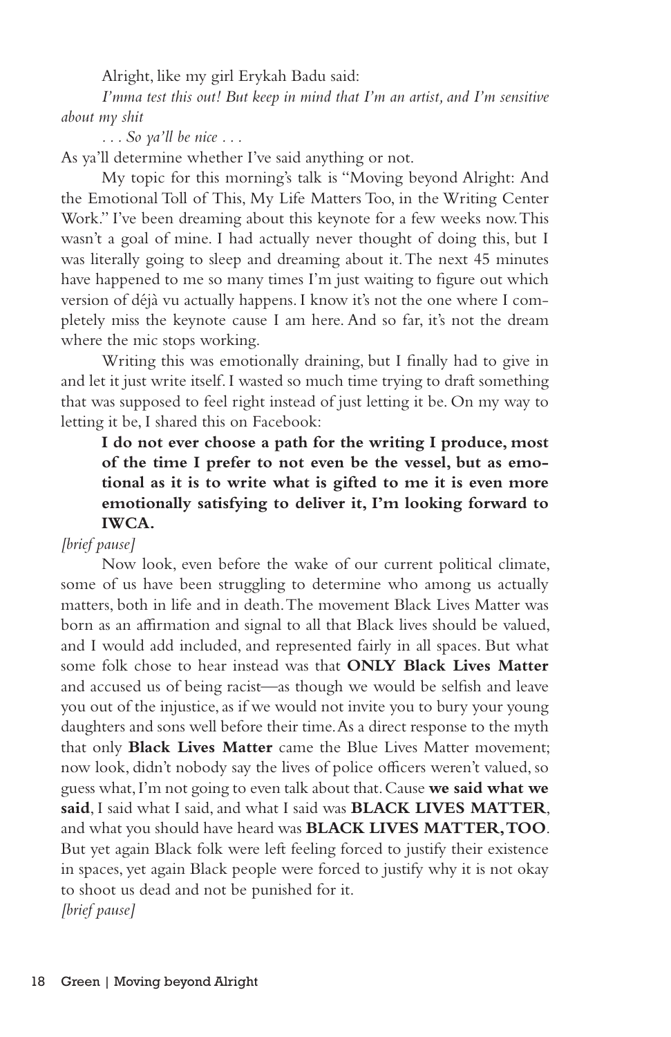Alright, like my girl Erykah Badu said:

*I'mma test this out! But keep in mind that I'm an artist, and I'm sensitive about my shit*

*. . . So ya'll be nice . . .*

As ya'll determine whether I've said anything or not.

My topic for this morning's talk is "Moving beyond Alright: And the Emotional Toll of This, My Life Matters Too, in the Writing Center Work." I've been dreaming about this keynote for a few weeks now. This wasn't a goal of mine. I had actually never thought of doing this, but I was literally going to sleep and dreaming about it. The next 45 minutes have happened to me so many times I'm just waiting to figure out which version of déjà vu actually happens. I know it's not the one where I completely miss the keynote cause I am here. And so far, it's not the dream where the mic stops working.

Writing this was emotionally draining, but I finally had to give in and let it just write itself. I wasted so much time trying to draft something that was supposed to feel right instead of just letting it be. On my way to letting it be, I shared this on Facebook:

> **I do not ever choose a path for the writing I produce, most of the time I prefer to not even be the vessel, but as emotional as it is to write what is gifted to me it is even more emotionally satisfying to deliver it, I'm looking forward to IWCA.**

*[brief pause]*

Now look, even before the wake of our current political climate, some of us have been struggling to determine who among us actually matters, both in life and in death. The movement Black Lives Matter was born as an affirmation and signal to all that Black lives should be valued, and I would add included, and represented fairly in all spaces. But what some folk chose to hear instead was that **ONLY Black Lives Matter** and accused us of being racist—as though we would be selfish and leave you out of the injustice, as if we would not invite you to bury your young daughters and sons well before their time. As a direct response to the myth that only **Black Lives Matter** came the Blue Lives Matter movement; now look, didn't nobody say the lives of police officers weren't valued, so guess what, I'm not going to even talk about that. Cause **we said what we said**, I said what I said, and what I said was **BLACK LIVES MATTER**, and what you should have heard was **BLACK LIVES MATTER, TOO**. But yet again Black folk were left feeling forced to justify their existence in spaces, yet again Black people were forced to justify why it is not okay to shoot us dead and not be punished for it.

*[brief pause]*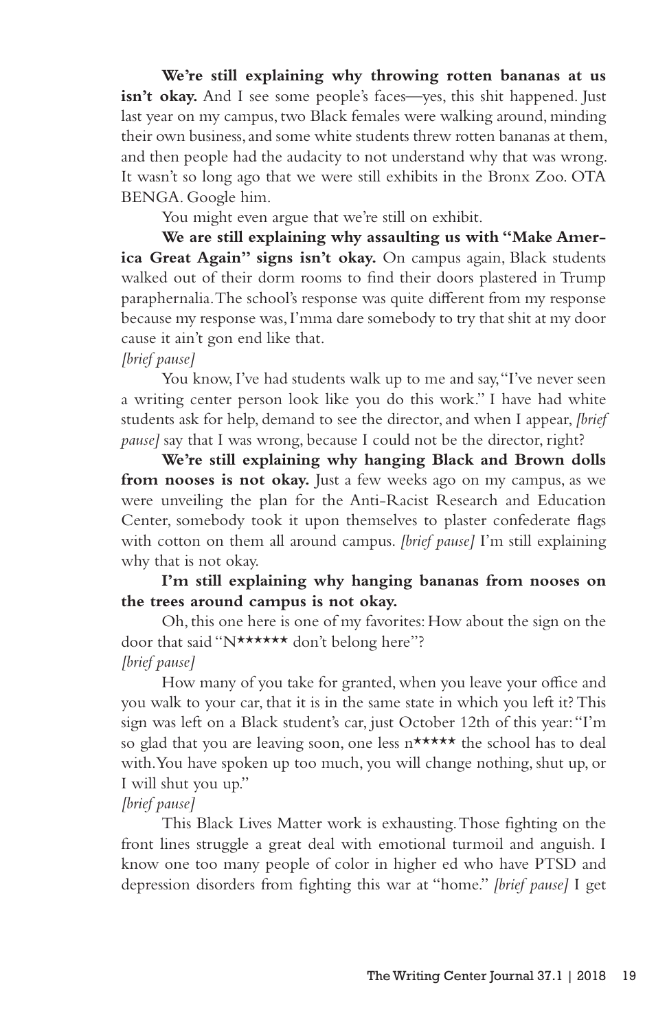**We're still explaining why throwing rotten bananas at us isn't okay.** And I see some people's faces—yes, this shit happened. Just last year on my campus, two Black females were walking around, minding their own business, and some white students threw rotten bananas at them, and then people had the audacity to not understand why that was wrong. It wasn't so long ago that we were still exhibits in the Bronx Zoo. OTA BENGA. Google him.

You might even argue that we're still on exhibit.

**We are still explaining why assaulting us with "Make America Great Again" signs isn't okay.** On campus again, Black students walked out of their dorm rooms to find their doors plastered in Trump paraphernalia. The school's response was quite different from my response because my response was, I'mma dare somebody to try that shit at my door cause it ain't gon end like that.

*[brief pause]*

You know, I've had students walk up to me and say, "I've never seen a writing center person look like you do this work." I have had white students ask for help, demand to see the director, and when I appear, *[brief pause]* say that I was wrong, because I could not be the director, right?

**We're still explaining why hanging Black and Brown dolls from nooses is not okay.** Just a few weeks ago on my campus, as we were unveiling the plan for the Anti-Racist Research and Education Center, somebody took it upon themselves to plaster confederate flags with cotton on them all around campus. *[brief pause]* I'm still explaining why that is not okay.

**I'm still explaining why hanging bananas from nooses on the trees around campus is not okay.**

Oh, this one here is one of my favorites: How about the sign on the door that said "N****** don't belong here"?

*[brief pause]*

How many of you take for granted, when you leave your office and you walk to your car, that it is in the same state in which you left it? This sign was left on a Black student's car, just October 12th of this year: "I'm so glad that you are leaving soon, one less n***** the school has to deal with. You have spoken up too much, you will change nothing, shut up, or I will shut you up."

*[brief pause]*

This Black Lives Matter work is exhausting. Those fighting on the front lines struggle a great deal with emotional turmoil and anguish. I know one too many people of color in higher ed who have PTSD and depression disorders from fighting this war at "home." *[brief pause]* I get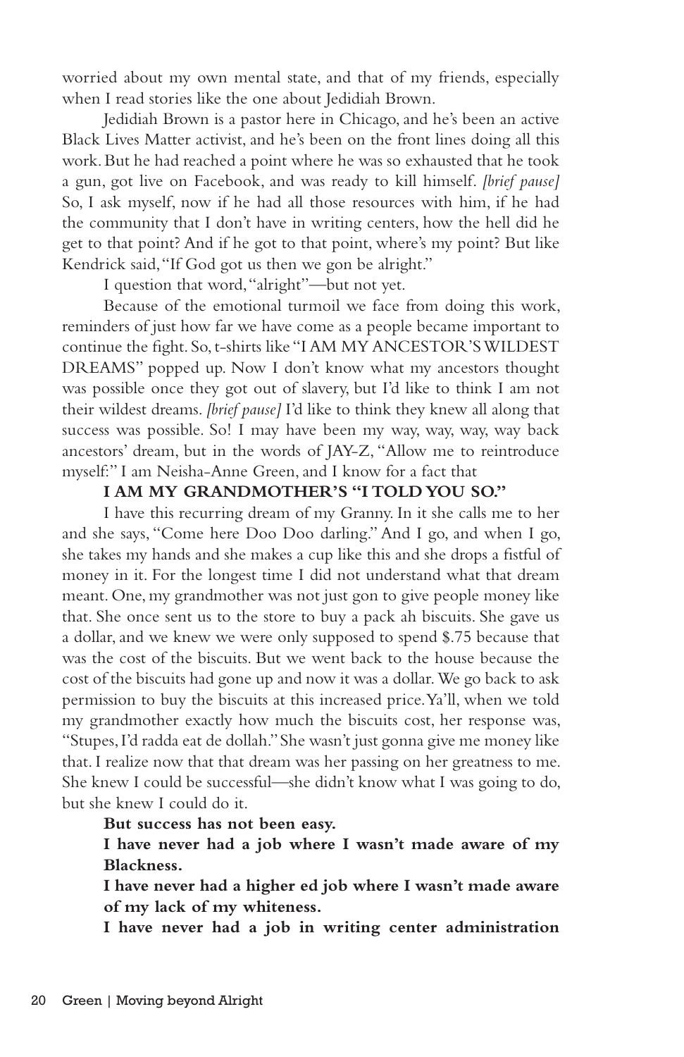worried about my own mental state, and that of my friends, especially when I read stories like the one about Jedidiah Brown.

Jedidiah Brown is a pastor here in Chicago, and he's been an active Black Lives Matter activist, and he's been on the front lines doing all this work. But he had reached a point where he was so exhausted that he took a gun, got live on Facebook, and was ready to kill himself. *[brief pause]* So, I ask myself, now if he had all those resources with him, if he had the community that I don't have in writing centers, how the hell did he get to that point? And if he got to that point, where's my point? But like Kendrick said, "If God got us then we gon be alright."

I question that word, "alright"—but not yet.

Because of the emotional turmoil we face from doing this work, reminders of just how far we have come as a people became important to continue the fight. So, t-shirts like "I AM MY ANCESTOR'S WILDEST DREAMS" popped up. Now I don't know what my ancestors thought was possible once they got out of slavery, but I'd like to think I am not their wildest dreams. *[brief pause]* I'd like to think they knew all along that success was possible. So! I may have been my way, way, way, way back ancestors' dream, but in the words of JAY-Z, "Allow me to reintroduce myself:" I am Neisha-Anne Green, and I know for a fact that

**I AM MY GRANDMOTHER'S "I TOLD YOU SO."**

I have this recurring dream of my Granny. In it she calls me to her and she says, "Come here Doo Doo darling." And I go, and when I go, she takes my hands and she makes a cup like this and she drops a fistful of money in it. For the longest time I did not understand what that dream meant. One, my grandmother was not just gon to give people money like that. She once sent us to the store to buy a pack ah biscuits. She gave us a dollar, and we knew we were only supposed to spend $.75 because that was the cost of the biscuits. But we went back to the house because the cost of the biscuits had gone up and now it was a dollar. We go back to ask permission to buy the biscuits at this increased price. Ya'll, when we told my grandmother exactly how much the biscuits cost, her response was, "Stupes, I'd radda eat de dollah." She wasn't just gonna give me money like that. I realize now that that dream was her passing on her greatness to me. She knew I could be successful—she didn't know what I was going to do, but she knew I could do it.

**But success has not been easy.**

**I have never had a job where I wasn't made aware of my Blackness.**

**I have never had a higher ed job where I wasn't made aware of my lack of my whiteness.**

**I have never had a job in writing center administration**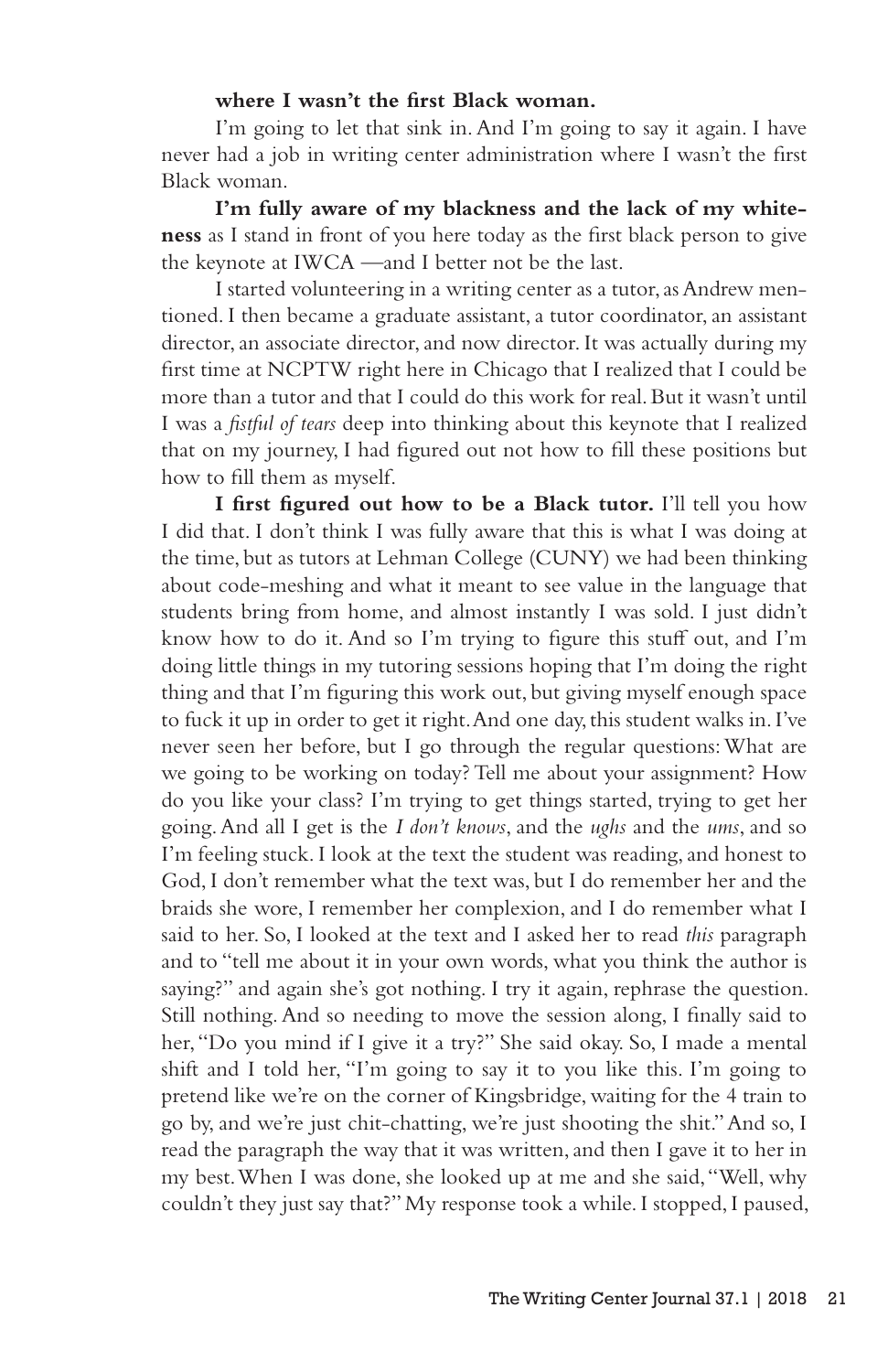**where I wasn't the first Black woman.**

I'm going to let that sink in. And I'm going to say it again. I have never had a job in writing center administration where I wasn't the first Black woman.

**I'm fully aware of my blackness and the lack of my whiteness** as I stand in front of you here today as the first black person to give the keynote at IWCA —and I better not be the last.

I started volunteering in a writing center as a tutor, as Andrew mentioned. I then became a graduate assistant, a tutor coordinator, an assistant director, an associate director, and now director. It was actually during my first time at NCPTW right here in Chicago that I realized that I could be more than a tutor and that I could do this work for real. But it wasn't until I was a *fistful of tears* deep into thinking about this keynote that I realized that on my journey, I had figured out not how to fill these positions but how to fill them as myself.

**I first figured out how to be a Black tutor.** I'll tell you how I did that. I don't think I was fully aware that this is what I was doing at the time, but as tutors at Lehman College (CUNY) we had been thinking about code-meshing and what it meant to see value in the language that students bring from home, and almost instantly I was sold. I just didn't know how to do it. And so I'm trying to figure this stuff out, and I'm doing little things in my tutoring sessions hoping that I'm doing the right thing and that I'm figuring this work out, but giving myself enough space to fuck it up in order to get it right. And one day, this student walks in. I've never seen her before, but I go through the regular questions: What are we going to be working on today? Tell me about your assignment? How do you like your class? I'm trying to get things started, trying to get her going. And all I get is the *I don't knows*, and the *ughs* and the *ums*, and so I'm feeling stuck. I look at the text the student was reading, and honest to God, I don't remember what the text was, but I do remember her and the braids she wore, I remember her complexion, and I do remember what I said to her. So, I looked at the text and I asked her to read *this* paragraph and to "tell me about it in your own words, what you think the author is saying?" and again she's got nothing. I try it again, rephrase the question. Still nothing. And so needing to move the session along, I finally said to her, "Do you mind if I give it a try?" She said okay. So, I made a mental shift and I told her, "I'm going to say it to you like this. I'm going to pretend like we're on the corner of Kingsbridge, waiting for the 4 train to go by, and we're just chit-chatting, we're just shooting the shit." And so, I read the paragraph the way that it was written, and then I gave it to her in my best. When I was done, she looked up at me and she said, "Well, why couldn't they just say that?" My response took a while. I stopped, I paused,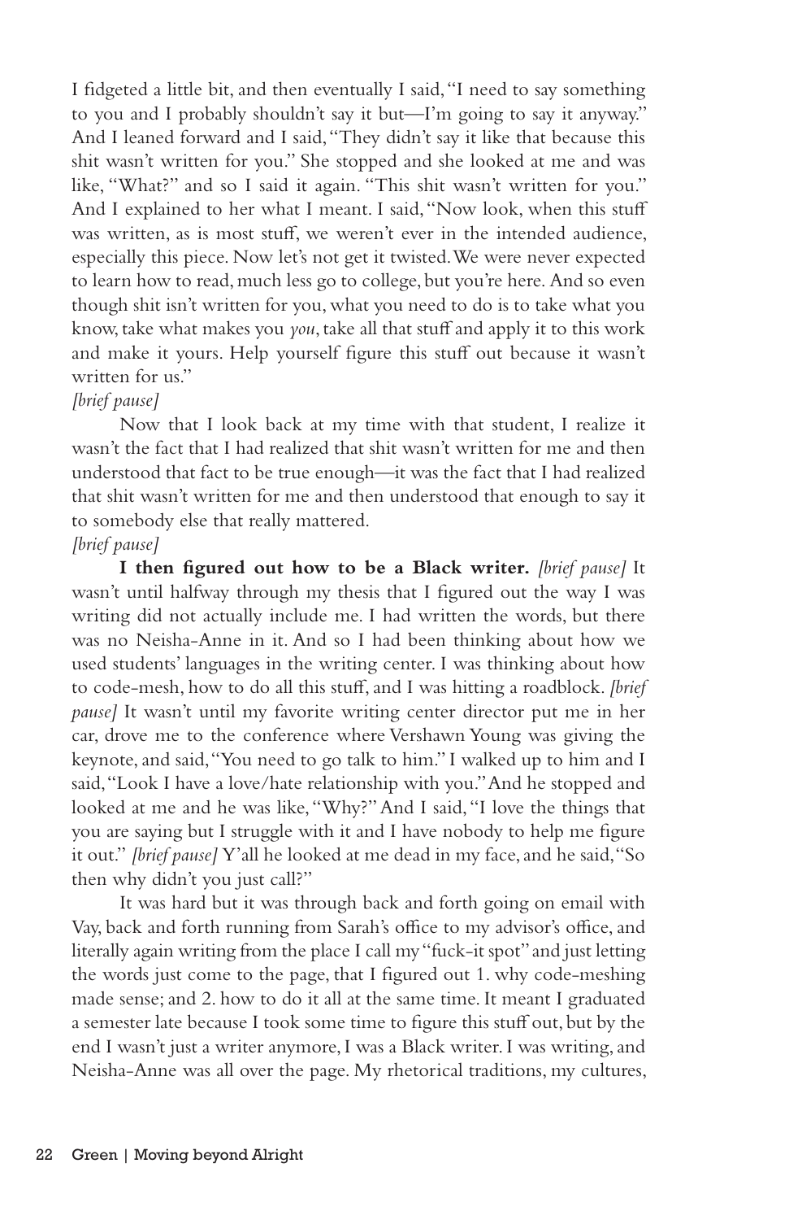I fidgeted a little bit, and then eventually I said, "I need to say something to you and I probably shouldn't say it but—I'm going to say it anyway." And I leaned forward and I said, "They didn't say it like that because this shit wasn't written for you." She stopped and she looked at me and was like, "What?" and so I said it again. "This shit wasn't written for you." And I explained to her what I meant. I said, "Now look, when this stuff was written, as is most stuff, we weren't ever in the intended audience, especially this piece. Now let's not get it twisted. We were never expected to learn how to read, much less go to college, but you're here. And so even though shit isn't written for you, what you need to do is to take what you know, take what makes you *you*, take all that stuff and apply it to this work and make it yours. Help yourself figure this stuff out because it wasn't written for us."

*[brief pause]*

Now that I look back at my time with that student, I realize it wasn't the fact that I had realized that shit wasn't written for me and then understood that fact to be true enough—it was the fact that I had realized that shit wasn't written for me and then understood that enough to say it to somebody else that really mattered.

*[brief pause]*

**I then figured out how to be a Black writer.** *[brief pause]* It wasn't until halfway through my thesis that I figured out the way I was writing did not actually include me. I had written the words, but there was no Neisha-Anne in it. And so I had been thinking about how we used students' languages in the writing center. I was thinking about how to code-mesh, how to do all this stuff, and I was hitting a roadblock. *[brief pause]* It wasn't until my favorite writing center director put me in her car, drove me to the conference where Vershawn Young was giving the keynote, and said, "You need to go talk to him." I walked up to him and I said, "Look I have a love/hate relationship with you." And he stopped and looked at me and he was like, "Why?" And I said, "I love the things that you are saying but I struggle with it and I have nobody to help me figure it out." *[brief pause]* Y'all he looked at me dead in my face, and he said, "So then why didn't you just call?"

It was hard but it was through back and forth going on email with Vay, back and forth running from Sarah's office to my advisor's office, and literally again writing from the place I call my "fuck-it spot" and just letting the words just come to the page, that I figured out 1. why code-meshing made sense; and 2. how to do it all at the same time. It meant I graduated a semester late because I took some time to figure this stuff out, but by the end I wasn't just a writer anymore, I was a Black writer. I was writing, and Neisha-Anne was all over the page. My rhetorical traditions, my cultures,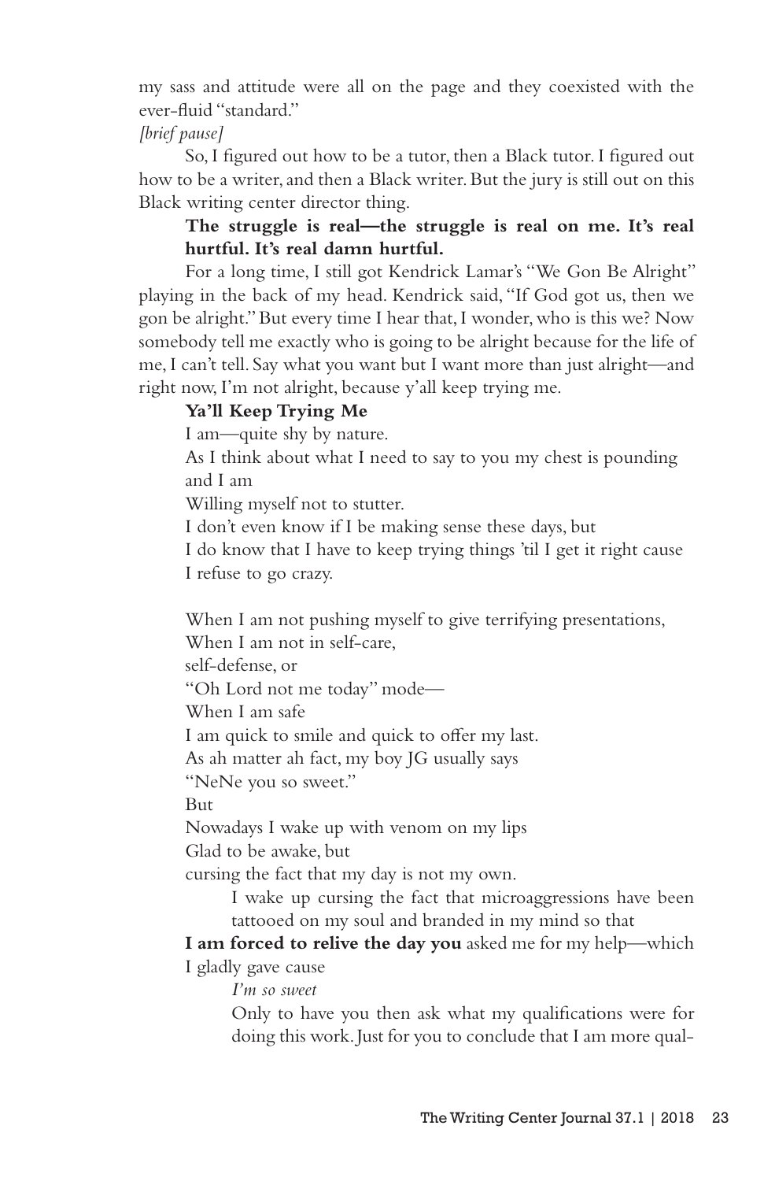my sass and attitude were all on the page and they coexisted with the ever-fluid "standard."

*[brief pause]*

So, I figured out how to be a tutor, then a Black tutor. I figured out how to be a writer, and then a Black writer. But the jury is still out on this Black writing center director thing.

**The struggle is real—the struggle is real on me. It's real hurtful. It's real damn hurtful.**

For a long time, I still got Kendrick Lamar's "We Gon Be Alright" playing in the back of my head. Kendrick said, "If God got us, then we gon be alright." But every time I hear that, I wonder, who is this we? Now somebody tell me exactly who is going to be alright because for the life of me, I can't tell. Say what you want but I want more than just alright—and right now, I'm not alright, because y'all keep trying me.

**Ya'll Keep Trying Me**

I am—quite shy by nature.
As I think about what I need to say to you my chest is pounding and I am
Willing myself not to stutter.
I don't even know if I be making sense these days, but
I do know that I have to keep trying things 'til I get it right cause I refuse to go crazy.

When I am not pushing myself to give terrifying presentations,
When I am not in self-care,
self-defense, or
"Oh Lord not me today" mode—
When I am safe
I am quick to smile and quick to offer my last.
As ah matter ah fact, my boy JG usually says
"NeNe you so sweet."
But
Nowadays I wake up with venom on my lips
Glad to be awake, but
cursing the fact that my day is not my own.

I wake up cursing the fact that microaggressions have been tattooed on my soul and branded in my mind so that

**I am forced to relive the day you** asked me for my help—which I gladly gave cause

*I'm so sweet*

Only to have you then ask what my qualifications were for doing this work. Just for you to conclude that I am more qual-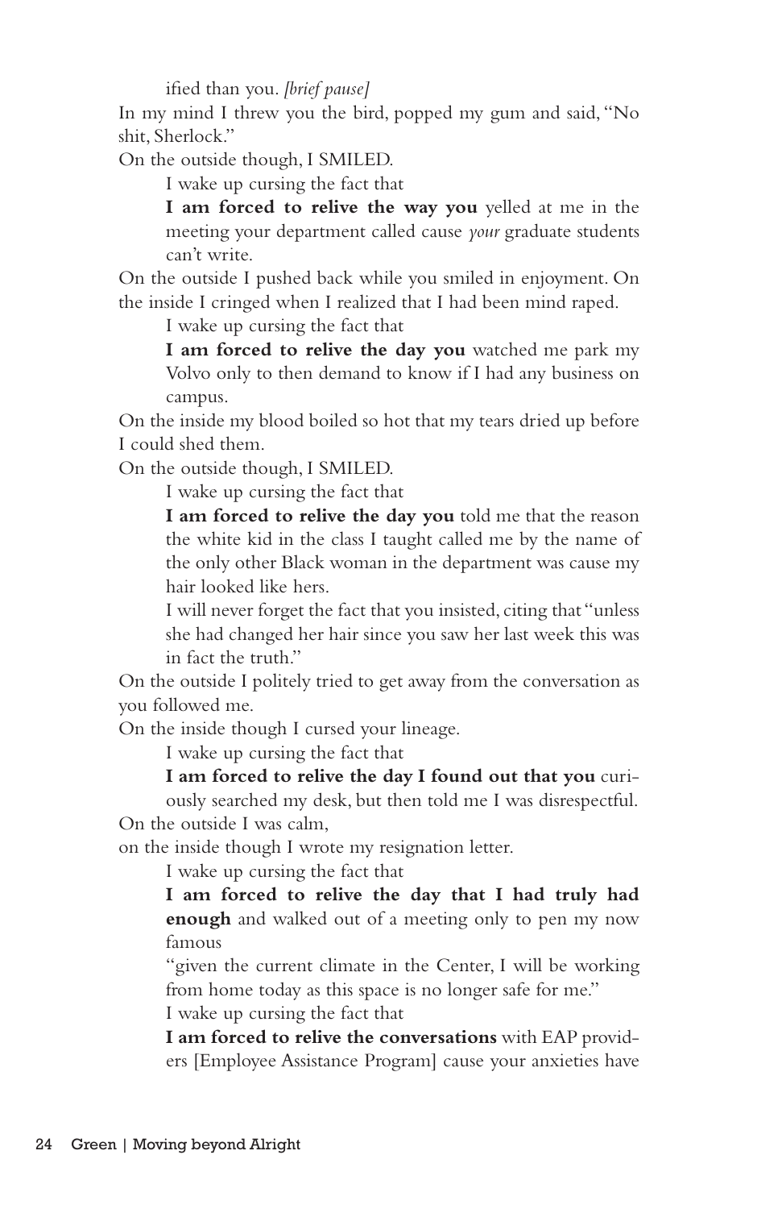ified than you. *[brief pause]*

In my mind I threw you the bird, popped my gum and said, "No shit, Sherlock."

On the outside though, I SMILED.

I wake up cursing the fact that

**I am forced to relive the way you** yelled at me in the meeting your department called cause *your* graduate students can't write.

On the outside I pushed back while you smiled in enjoyment. On the inside I cringed when I realized that I had been mind raped.

I wake up cursing the fact that

**I am forced to relive the day you** watched me park my Volvo only to then demand to know if I had any business on campus.

On the inside my blood boiled so hot that my tears dried up before I could shed them.

On the outside though, I SMILED.

I wake up cursing the fact that

**I am forced to relive the day you** told me that the reason the white kid in the class I taught called me by the name of the only other Black woman in the department was cause my hair looked like hers.

I will never forget the fact that you insisted, citing that "unless she had changed her hair since you saw her last week this was in fact the truth."

On the outside I politely tried to get away from the conversation as you followed me.

On the inside though I cursed your lineage.

I wake up cursing the fact that

**I am forced to relive the day I found out that you** curiously searched my desk, but then told me I was disrespectful.

On the outside I was calm,

on the inside though I wrote my resignation letter.

I wake up cursing the fact that

**I am forced to relive the day that I had truly had enough** and walked out of a meeting only to pen my now famous

"given the current climate in the Center, I will be working from home today as this space is no longer safe for me."

I wake up cursing the fact that

**I am forced to relive the conversations** with EAP providers [Employee Assistance Program] cause your anxieties have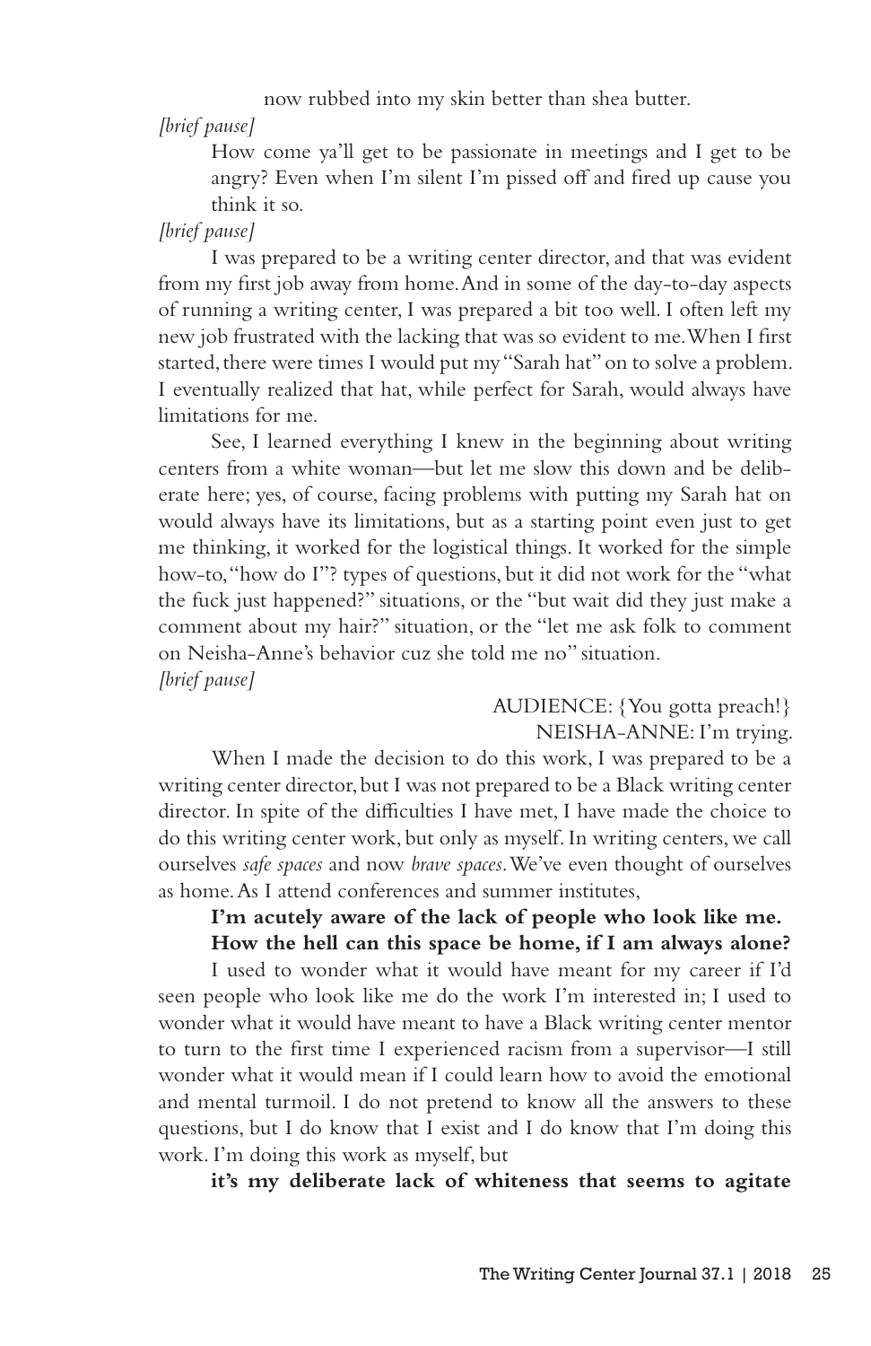now rubbed into my skin better than shea butter.

*[brief pause]*

How come ya'll get to be passionate in meetings and I get to be angry? Even when I'm silent I'm pissed off and fired up cause you think it so.

*[brief pause]*

I was prepared to be a writing center director, and that was evident from my first job away from home. And in some of the day-to-day aspects of running a writing center, I was prepared a bit too well. I often left my new job frustrated with the lacking that was so evident to me. When I first started, there were times I would put my "Sarah hat" on to solve a problem. I eventually realized that hat, while perfect for Sarah, would always have limitations for me.

See, I learned everything I knew in the beginning about writing centers from a white woman—but let me slow this down and be deliberate here; yes, of course, facing problems with putting my Sarah hat on would always have its limitations, but as a starting point even just to get me thinking, it worked for the logistical things. It worked for the simple how-to, "how do I"? types of questions, but it did not work for the "what the fuck just happened?" situations, or the "but wait did they just make a comment about my hair?" situation, or the "let me ask folk to comment on Neisha-Anne's behavior cuz she told me no" situation.

*[brief pause]*

AUDIENCE: {You gotta preach!}

NEISHA-ANNE: I'm trying.

When I made the decision to do this work, I was prepared to be a writing center director, but I was not prepared to be a Black writing center director. In spite of the difficulties I have met, I have made the choice to do this writing center work, but only as myself. In writing centers, we call ourselves *safe spaces* and now *brave spaces*. We've even thought of ourselves as home. As I attend conferences and summer institutes,

**I'm acutely aware of the lack of people who look like me.**

**How the hell can this space be home, if I am always alone?**

I used to wonder what it would have meant for my career if I'd seen people who look like me do the work I'm interested in; I used to wonder what it would have meant to have a Black writing center mentor to turn to the first time I experienced racism from a supervisor—I still wonder what it would mean if I could learn how to avoid the emotional and mental turmoil. I do not pretend to know all the answers to these questions, but I do know that I exist and I do know that I'm doing this work. I'm doing this work as myself, but

**it's my deliberate lack of whiteness that seems to agitate**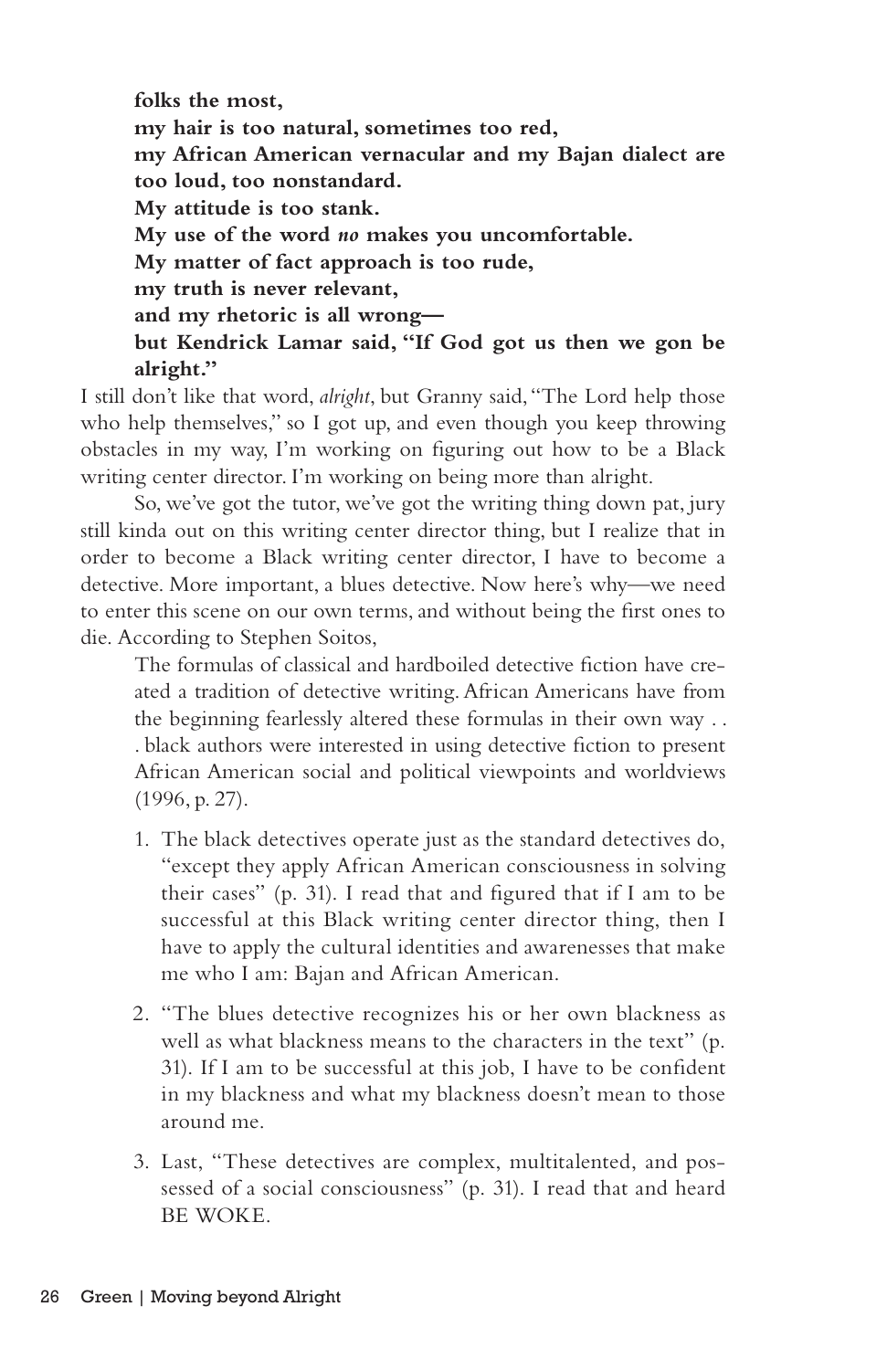**folks the most,**
**my hair is too natural, sometimes too red,**
**my African American vernacular and my Bajan dialect are too loud, too nonstandard.**
**My attitude is too stank.**
**My use of the word *no* makes you uncomfortable.**
**My matter of fact approach is too rude,**
**my truth is never relevant,**
**and my rhetoric is all wrong—**
**but Kendrick Lamar said, "If God got us then we gon be alright."**

I still don't like that word, *alright*, but Granny said, "The Lord help those who help themselves," so I got up, and even though you keep throwing obstacles in my way, I'm working on figuring out how to be a Black writing center director. I'm working on being more than alright.

So, we've got the tutor, we've got the writing thing down pat, jury still kinda out on this writing center director thing, but I realize that in order to become a Black writing center director, I have to become a detective. More important, a blues detective. Now here's why—we need to enter this scene on our own terms, and without being the first ones to die. According to Stephen Soitos,

> The formulas of classical and hardboiled detective fiction have created a tradition of detective writing. African Americans have from the beginning fearlessly altered these formulas in their own way . . . black authors were interested in using detective fiction to present African American social and political viewpoints and worldviews (1996, p. 27).

1. The black detectives operate just as the standard detectives do, "except they apply African American consciousness in solving their cases" (p. 31). I read that and figured that if I am to be successful at this Black writing center director thing, then I have to apply the cultural identities and awarenesses that make me who I am: Bajan and African American.

2. "The blues detective recognizes his or her own blackness as well as what blackness means to the characters in the text" (p. 31). If I am to be successful at this job, I have to be confident in my blackness and what my blackness doesn't mean to those around me.

3. Last, "These detectives are complex, multitalented, and possessed of a social consciousness" (p. 31). I read that and heard BE WOKE.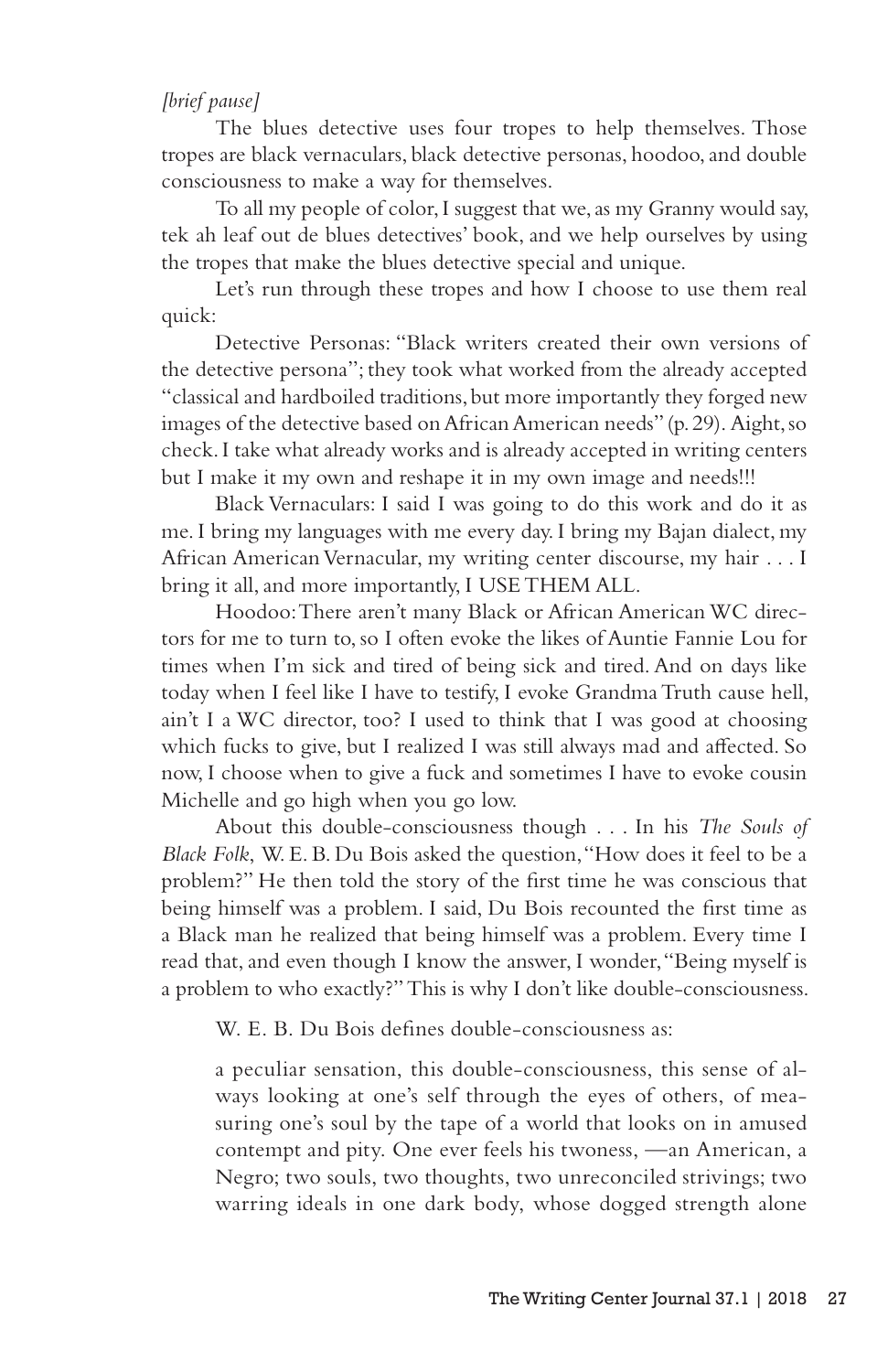*[brief pause]*

The blues detective uses four tropes to help themselves. Those tropes are black vernaculars, black detective personas, hoodoo, and double consciousness to make a way for themselves.

To all my people of color, I suggest that we, as my Granny would say, tek ah leaf out de blues detectives' book, and we help ourselves by using the tropes that make the blues detective special and unique.

Let's run through these tropes and how I choose to use them real quick:

Detective Personas: "Black writers created their own versions of the detective persona"; they took what worked from the already accepted "classical and hardboiled traditions, but more importantly they forged new images of the detective based on African American needs" (p. 29). Aight, so check. I take what already works and is already accepted in writing centers but I make it my own and reshape it in my own image and needs!!!

Black Vernaculars: I said I was going to do this work and do it as me. I bring my languages with me every day. I bring my Bajan dialect, my African American Vernacular, my writing center discourse, my hair . . . I bring it all, and more importantly, I USE THEM ALL.

Hoodoo: There aren't many Black or African American WC directors for me to turn to, so I often evoke the likes of Auntie Fannie Lou for times when I'm sick and tired of being sick and tired. And on days like today when I feel like I have to testify, I evoke Grandma Truth cause hell, ain't I a WC director, too? I used to think that I was good at choosing which fucks to give, but I realized I was still always mad and affected. So now, I choose when to give a fuck and sometimes I have to evoke cousin Michelle and go high when you go low.

About this double-consciousness though . . . In his *The Souls of Black Folk,* W. E. B. Du Bois asked the question, "How does it feel to be a problem?" He then told the story of the first time he was conscious that being himself was a problem. I said, Du Bois recounted the first time as a Black man he realized that being himself was a problem. Every time I read that, and even though I know the answer, I wonder, "Being myself is a problem to who exactly?" This is why I don't like double-consciousness.

W. E. B. Du Bois defines double-consciousness as:

> a peculiar sensation, this double-consciousness, this sense of always looking at one's self through the eyes of others, of measuring one's soul by the tape of a world that looks on in amused contempt and pity. One ever feels his twoness, —an American, a Negro; two souls, two thoughts, two unreconciled strivings; two warring ideals in one dark body, whose dogged strength alone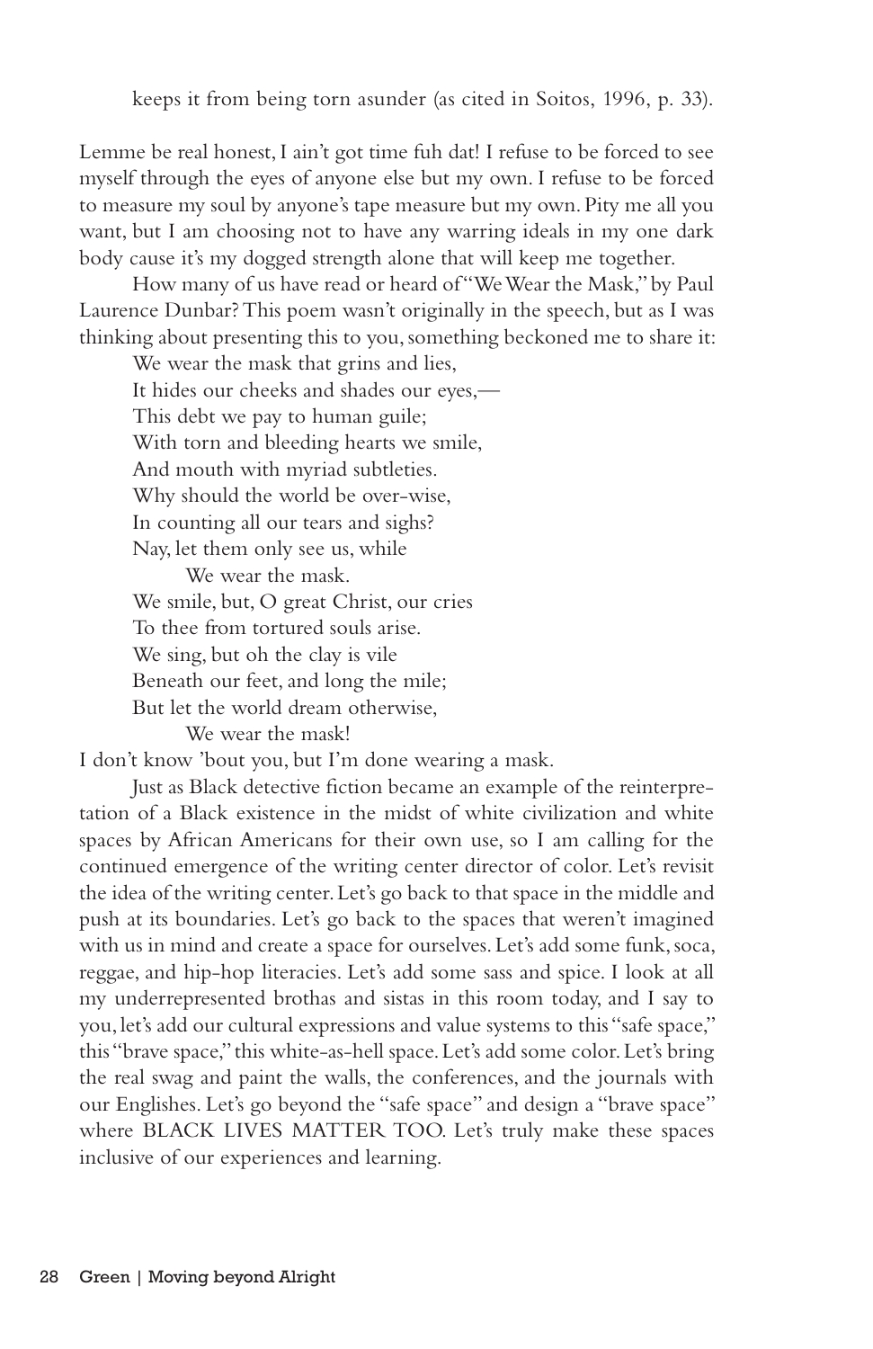keeps it from being torn asunder (as cited in Soitos, 1996, p. 33).

Lemme be real honest, I ain't got time fuh dat! I refuse to be forced to see myself through the eyes of anyone else but my own. I refuse to be forced to measure my soul by anyone's tape measure but my own. Pity me all you want, but I am choosing not to have any warring ideals in my one dark body cause it's my dogged strength alone that will keep me together.

How many of us have read or heard of "We Wear the Mask," by Paul Laurence Dunbar? This poem wasn't originally in the speech, but as I was thinking about presenting this to you, something beckoned me to share it:

> We wear the mask that grins and lies,
> It hides our cheeks and shades our eyes,—
> This debt we pay to human guile;
> With torn and bleeding hearts we smile,
> And mouth with myriad subtleties.
> Why should the world be over-wise,
> In counting all our tears and sighs?
> Nay, let them only see us, while
> We wear the mask.
> We smile, but, O great Christ, our cries
> To thee from tortured souls arise.
> We sing, but oh the clay is vile
> Beneath our feet, and long the mile;
> But let the world dream otherwise,
> We wear the mask!

I don't know 'bout you, but I'm done wearing a mask.

Just as Black detective fiction became an example of the reinterpretation of a Black existence in the midst of white civilization and white spaces by African Americans for their own use, so I am calling for the continued emergence of the writing center director of color. Let's revisit the idea of the writing center. Let's go back to that space in the middle and push at its boundaries. Let's go back to the spaces that weren't imagined with us in mind and create a space for ourselves. Let's add some funk, soca, reggae, and hip-hop literacies. Let's add some sass and spice. I look at all my underrepresented brothas and sistas in this room today, and I say to you, let's add our cultural expressions and value systems to this "safe space," this "brave space," this white-as-hell space. Let's add some color. Let's bring the real swag and paint the walls, the conferences, and the journals with our Englishes. Let's go beyond the "safe space" and design a "brave space" where BLACK LIVES MATTER TOO. Let's truly make these spaces inclusive of our experiences and learning.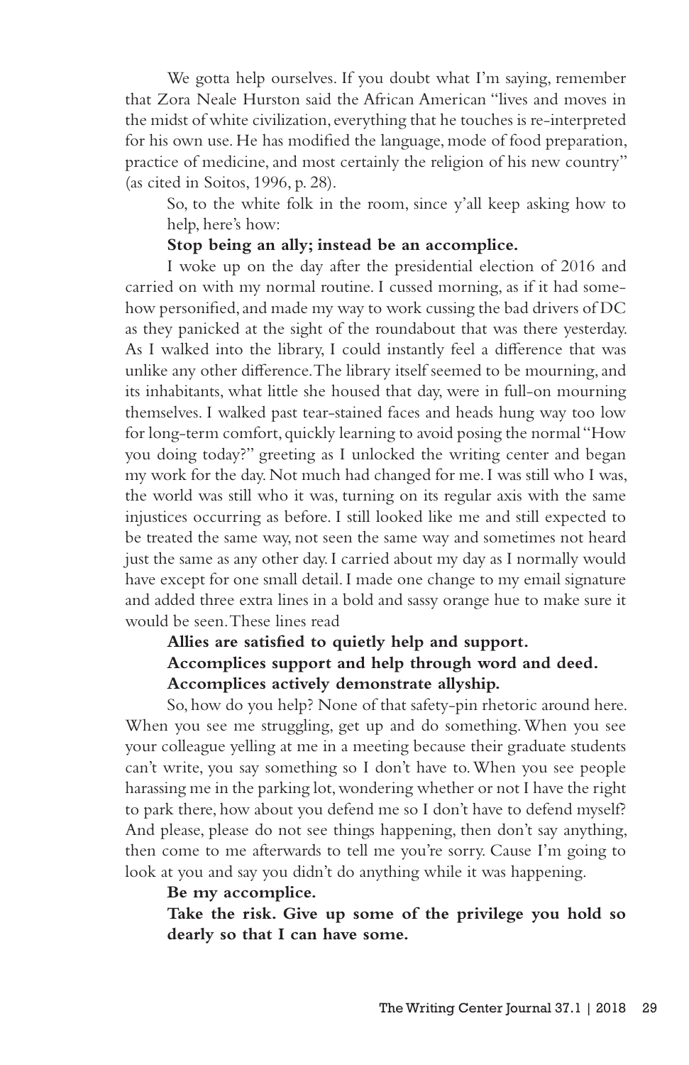We gotta help ourselves. If you doubt what I'm saying, remember that Zora Neale Hurston said the African American "lives and moves in the midst of white civilization, everything that he touches is re-interpreted for his own use. He has modified the language, mode of food preparation, practice of medicine, and most certainly the religion of his new country" (as cited in Soitos, 1996, p. 28).

So, to the white folk in the room, since y'all keep asking how to help, here's how:

**Stop being an ally; instead be an accomplice.**

I woke up on the day after the presidential election of 2016 and carried on with my normal routine. I cussed morning, as if it had somehow personified, and made my way to work cussing the bad drivers of DC as they panicked at the sight of the roundabout that was there yesterday. As I walked into the library, I could instantly feel a difference that was unlike any other difference. The library itself seemed to be mourning, and its inhabitants, what little she housed that day, were in full-on mourning themselves. I walked past tear-stained faces and heads hung way too low for long-term comfort, quickly learning to avoid posing the normal "How you doing today?" greeting as I unlocked the writing center and began my work for the day. Not much had changed for me. I was still who I was, the world was still who it was, turning on its regular axis with the same injustices occurring as before. I still looked like me and still expected to be treated the same way, not seen the same way and sometimes not heard just the same as any other day. I carried about my day as I normally would have except for one small detail. I made one change to my email signature and added three extra lines in a bold and sassy orange hue to make sure it would be seen. These lines read

**Allies are satisfied to quietly help and support.**
**Accomplices support and help through word and deed.**
**Accomplices actively demonstrate allyship.**

So, how do you help? None of that safety-pin rhetoric around here. When you see me struggling, get up and do something. When you see your colleague yelling at me in a meeting because their graduate students can't write, you say something so I don't have to. When you see people harassing me in the parking lot, wondering whether or not I have the right to park there, how about you defend me so I don't have to defend myself? And please, please do not see things happening, then don't say anything, then come to me afterwards to tell me you're sorry. Cause I'm going to look at you and say you didn't do anything while it was happening.

**Be my accomplice.**

**Take the risk. Give up some of the privilege you hold so dearly so that I can have some.**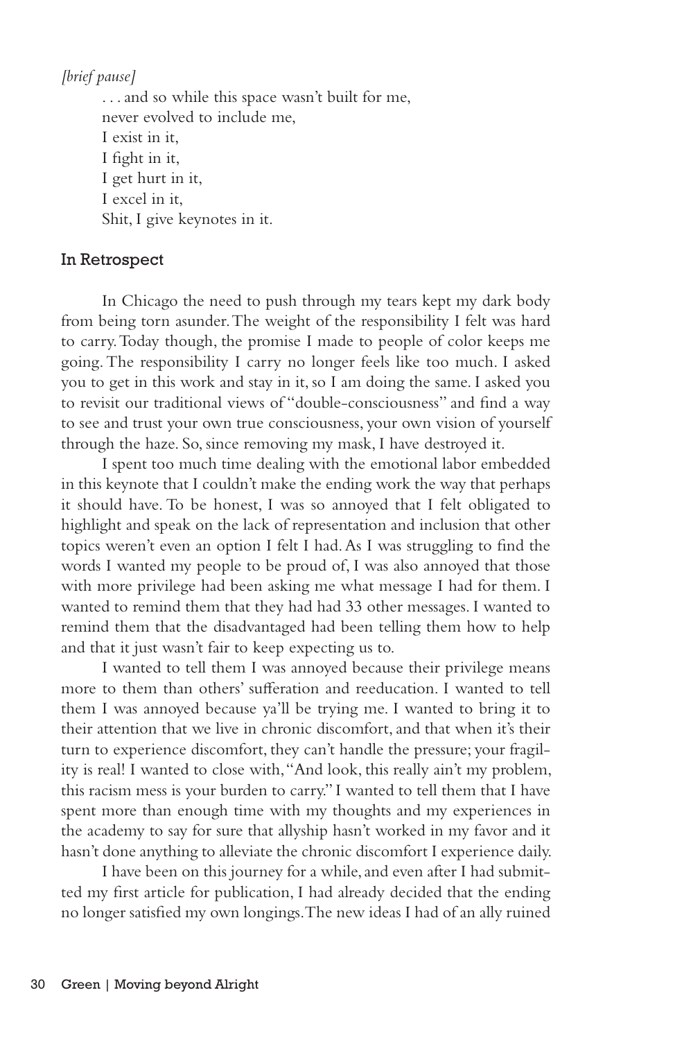*[brief pause]*

. . . and so while this space wasn't built for me,
never evolved to include me,
I exist in it,
I fight in it,
I get hurt in it,
I excel in it,
Shit, I give keynotes in it.

## In Retrospect

In Chicago the need to push through my tears kept my dark body from being torn asunder. The weight of the responsibility I felt was hard to carry. Today though, the promise I made to people of color keeps me going. The responsibility I carry no longer feels like too much. I asked you to get in this work and stay in it, so I am doing the same. I asked you to revisit our traditional views of "double-consciousness" and find a way to see and trust your own true consciousness, your own vision of yourself through the haze. So, since removing my mask, I have destroyed it.

I spent too much time dealing with the emotional labor embedded in this keynote that I couldn't make the ending work the way that perhaps it should have. To be honest, I was so annoyed that I felt obligated to highlight and speak on the lack of representation and inclusion that other topics weren't even an option I felt I had. As I was struggling to find the words I wanted my people to be proud of, I was also annoyed that those with more privilege had been asking me what message I had for them. I wanted to remind them that they had had 33 other messages. I wanted to remind them that the disadvantaged had been telling them how to help and that it just wasn't fair to keep expecting us to.

I wanted to tell them I was annoyed because their privilege means more to them than others' sufferation and reeducation. I wanted to tell them I was annoyed because ya'll be trying me. I wanted to bring it to their attention that we live in chronic discomfort, and that when it's their turn to experience discomfort, they can't handle the pressure; your fragility is real! I wanted to close with, "And look, this really ain't my problem, this racism mess is your burden to carry." I wanted to tell them that I have spent more than enough time with my thoughts and my experiences in the academy to say for sure that allyship hasn't worked in my favor and it hasn't done anything to alleviate the chronic discomfort I experience daily.

I have been on this journey for a while, and even after I had submitted my first article for publication, I had already decided that the ending no longer satisfied my own longings. The new ideas I had of an ally ruined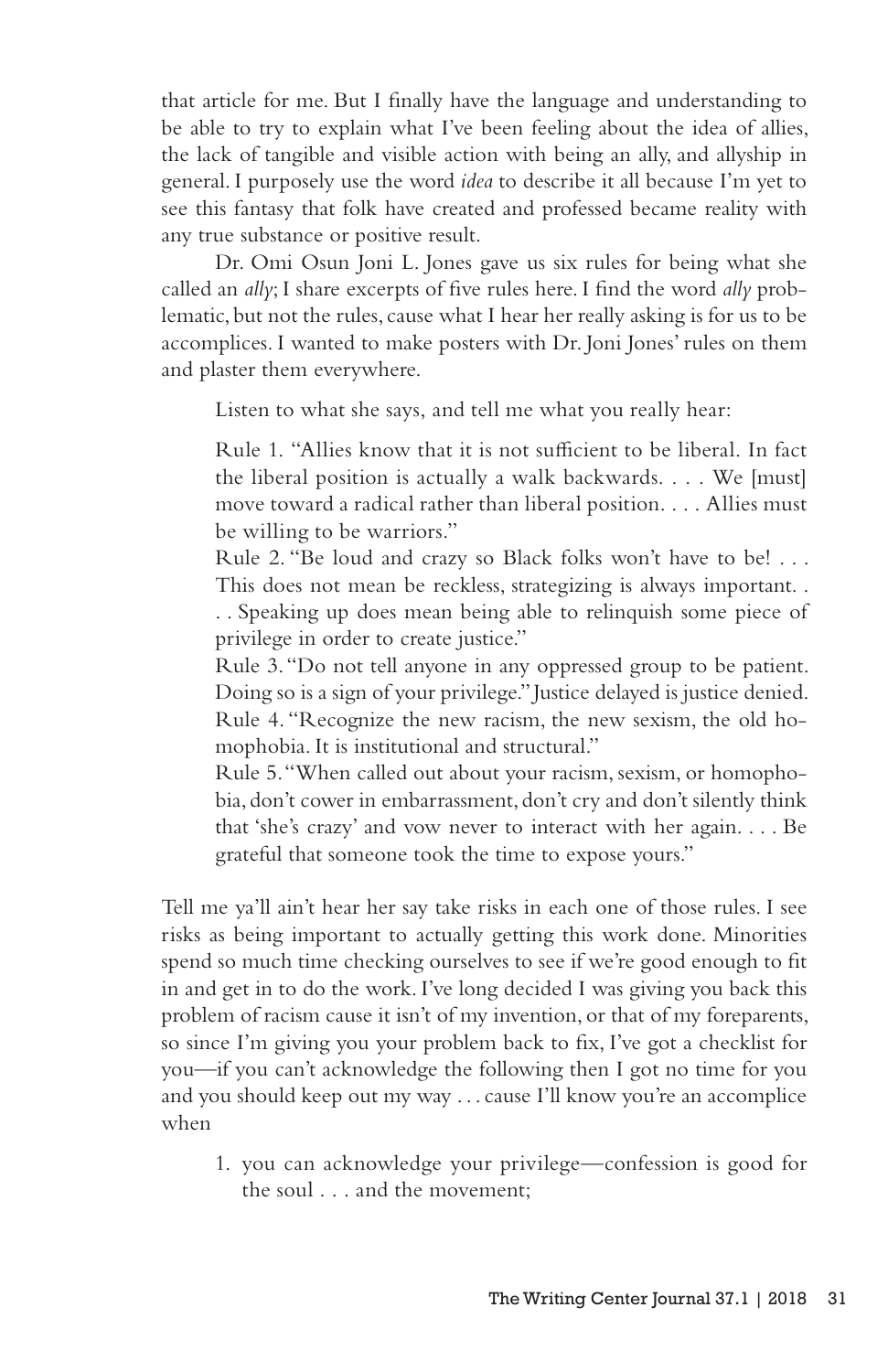that article for me. But I finally have the language and understanding to be able to try to explain what I've been feeling about the idea of allies, the lack of tangible and visible action with being an ally, and allyship in general. I purposely use the word *idea* to describe it all because I'm yet to see this fantasy that folk have created and professed became reality with any true substance or positive result.

Dr. Omi Osun Joni L. Jones gave us six rules for being what she called an *ally*; I share excerpts of five rules here. I find the word *ally* problematic, but not the rules, cause what I hear her really asking is for us to be accomplices. I wanted to make posters with Dr. Joni Jones' rules on them and plaster them everywhere.

> Listen to what she says, and tell me what you really hear:
>
> Rule 1. "Allies know that it is not sufficient to be liberal. In fact the liberal position is actually a walk backwards. . . . We [must] move toward a radical rather than liberal position. . . . Allies must be willing to be warriors."
> Rule 2. "Be loud and crazy so Black folks won't have to be! . . . This does not mean be reckless, strategizing is always important. . . . Speaking up does mean being able to relinquish some piece of privilege in order to create justice."
> Rule 3. "Do not tell anyone in any oppressed group to be patient. Doing so is a sign of your privilege." Justice delayed is justice denied.
> Rule 4. "Recognize the new racism, the new sexism, the old homophobia. It is institutional and structural."
> Rule 5. "When called out about your racism, sexism, or homophobia, don't cower in embarrassment, don't cry and don't silently think that 'she's crazy' and vow never to interact with her again. . . . Be grateful that someone took the time to expose yours."

Tell me ya'll ain't hear her say take risks in each one of those rules. I see risks as being important to actually getting this work done. Minorities spend so much time checking ourselves to see if we're good enough to fit in and get in to do the work. I've long decided I was giving you back this problem of racism cause it isn't of my invention, or that of my foreparents, so since I'm giving you your problem back to fix, I've got a checklist for you—if you can't acknowledge the following then I got no time for you and you should keep out my way . . . cause I'll know you're an accomplice when

1. you can acknowledge your privilege—confession is good for the soul . . . and the movement;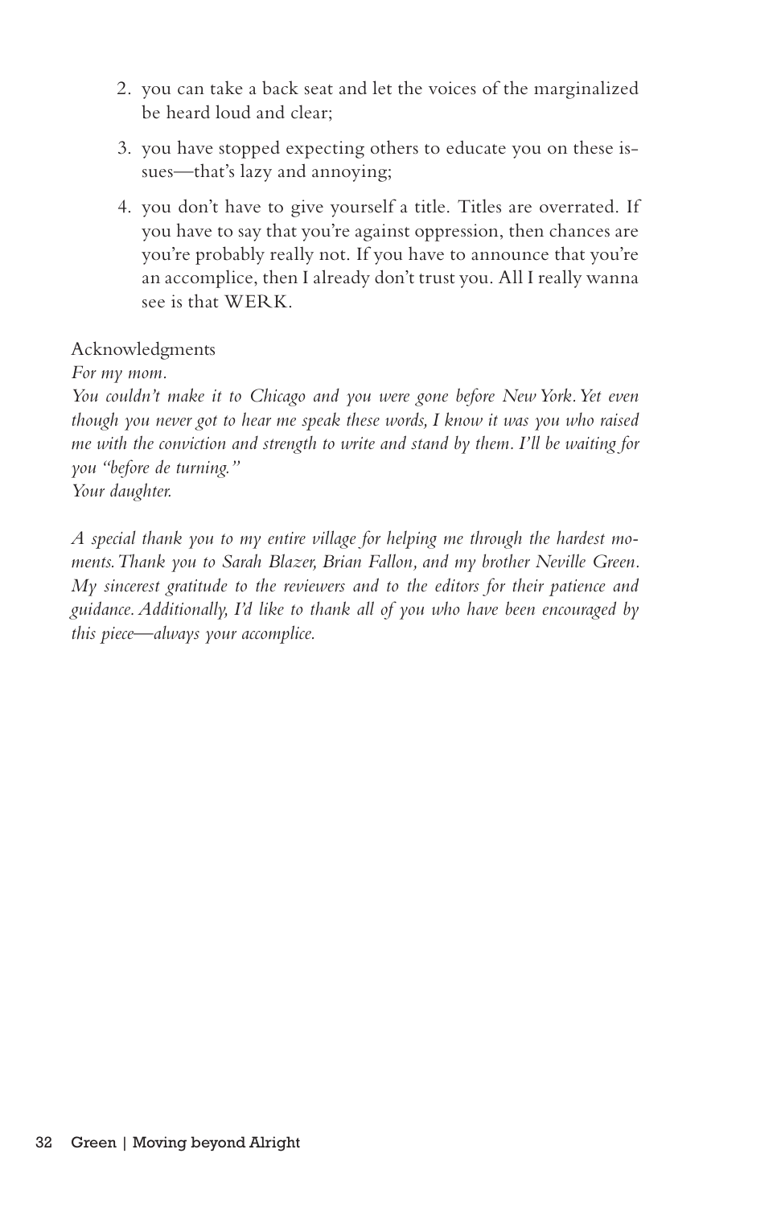2. you can take a back seat and let the voices of the marginalized be heard loud and clear;
3. you have stopped expecting others to educate you on these issues—that's lazy and annoying;
4. you don't have to give yourself a title. Titles are overrated. If you have to say that you're against oppression, then chances are you're probably really not. If you have to announce that you're an accomplice, then I already don't trust you. All I really wanna see is that WERK.

Acknowledgments

*For my mom.*
*You couldn't make it to Chicago and you were gone before New York. Yet even though you never got to hear me speak these words, I know it was you who raised me with the conviction and strength to write and stand by them. I'll be waiting for you "before de turning."*
*Your daughter.*

*A special thank you to my entire village for helping me through the hardest moments. Thank you to Sarah Blazer, Brian Fallon, and my brother Neville Green. My sincerest gratitude to the reviewers and to the editors for their patience and guidance. Additionally, I'd like to thank all of you who have been encouraged by this piece—always your accomplice.*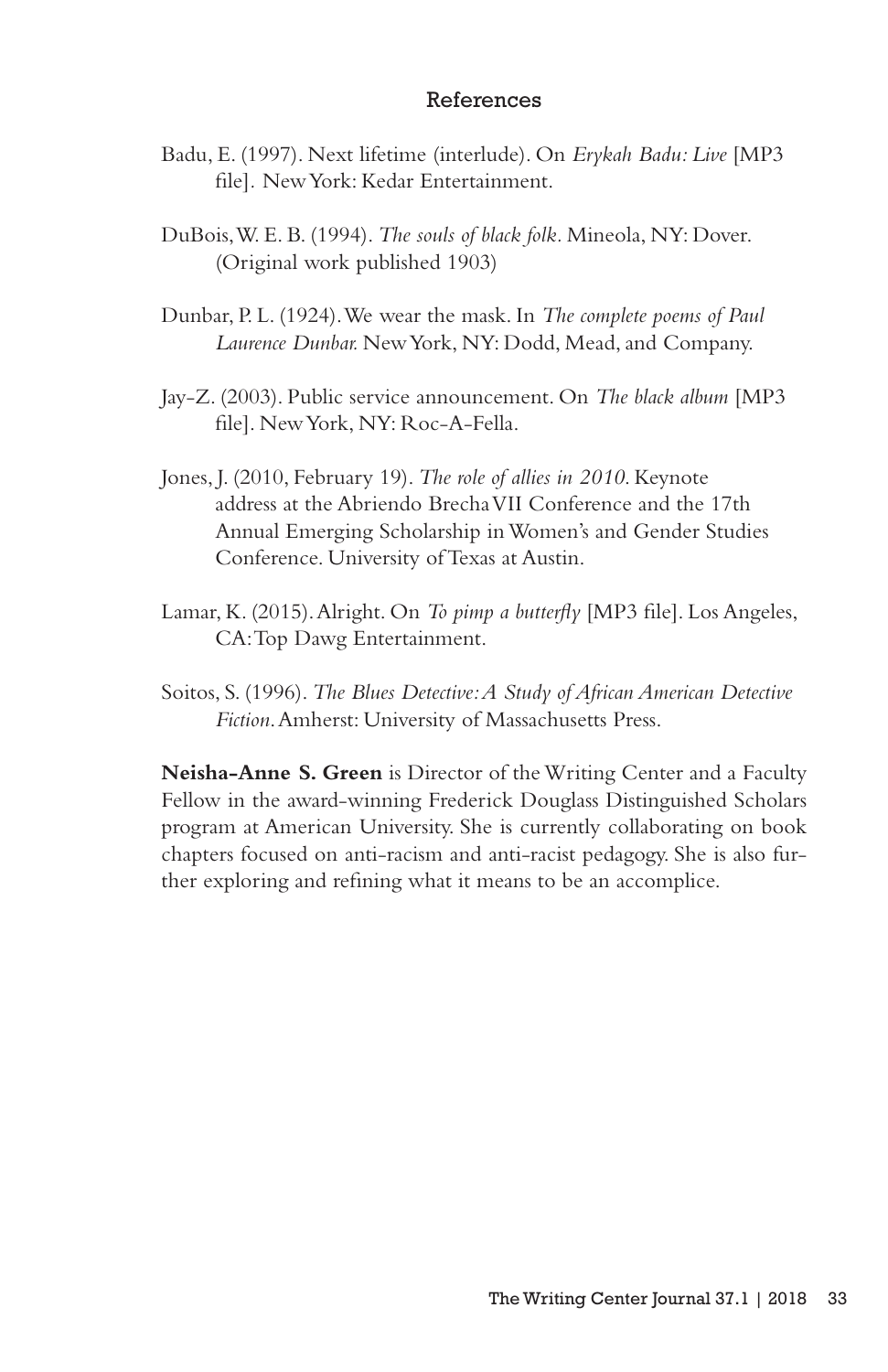## References

Badu, E. (1997). Next lifetime (interlude). On *Erykah Badu: Live* [MP3 file]. New York: Kedar Entertainment.

DuBois, W. E. B. (1994). *The souls of black folk*. Mineola, NY: Dover. (Original work published 1903)

Dunbar, P. L. (1924). We wear the mask. In *The complete poems of Paul Laurence Dunbar.* New York, NY: Dodd, Mead, and Company.

Jay-Z. (2003). Public service announcement. On *The black album* [MP3 file]. New York, NY: Roc-A-Fella.

Jones, J. (2010, February 19). *The role of allies in 2010.* Keynote address at the Abriendo Brecha VII Conference and the 17th Annual Emerging Scholarship in Women's and Gender Studies Conference. University of Texas at Austin.

Lamar, K. (2015). Alright. On *To pimp a butterfly* [MP3 file]. Los Angeles, CA: Top Dawg Entertainment.

Soitos, S. (1996). *The Blues Detective: A Study of African American Detective Fiction.* Amherst: University of Massachusetts Press.

**Neisha-Anne S. Green** is Director of the Writing Center and a Faculty Fellow in the award-winning Frederick Douglass Distinguished Scholars program at American University. She is currently collaborating on book chapters focused on anti-racism and anti-racist pedagogy. She is also further exploring and refining what it means to be an accomplice.